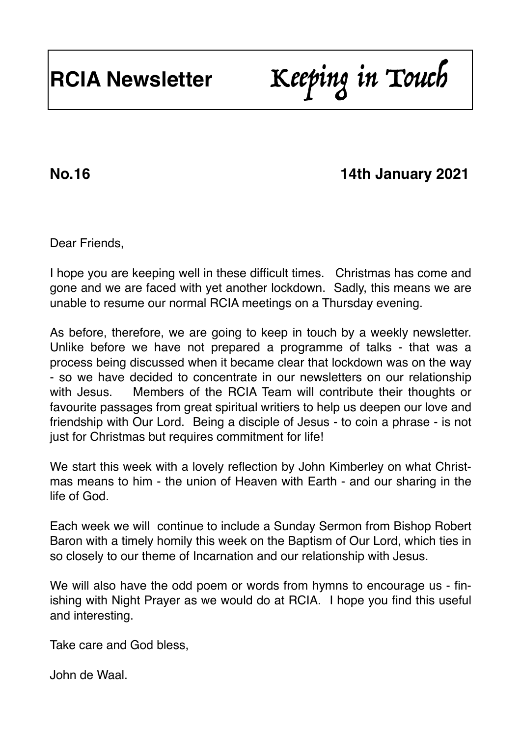# RCIA Newsletter *Keeping in Touch*

**No.16** **14th January 2021**

Dear Friends,

I hope you are keeping well in these difficult times. Christmas has come and gone and we are faced with yet another lockdown. Sadly, this means we are unable to resume our normal RCIA meetings on a Thursday evening.

As before, therefore, we are going to keep in touch by a weekly newsletter. Unlike before we have not prepared a programme of talks - that was a process being discussed when it became clear that lockdown was on the way - so we have decided to concentrate in our newsletters on our relationship with Jesus. Members of the RCIA Team will contribute their thoughts or favourite passages from great spiritual writiers to help us deepen our love and friendship with Our Lord. Being a disciple of Jesus - to coin a phrase - is not just for Christmas but requires commitment for life!

We start this week with a lovely reflection by John Kimberley on what Christmas means to him - the union of Heaven with Earth - and our sharing in the life of God.

Each week we will continue to include a Sunday Sermon from Bishop Robert Baron with a timely homily this week on the Baptism of Our Lord, which ties in so closely to our theme of Incarnation and our relationship with Jesus.

We will also have the odd poem or words from hymns to encourage us - finishing with Night Prayer as we would do at RCIA. I hope you find this useful and interesting.

Take care and God bless,

John de Waal.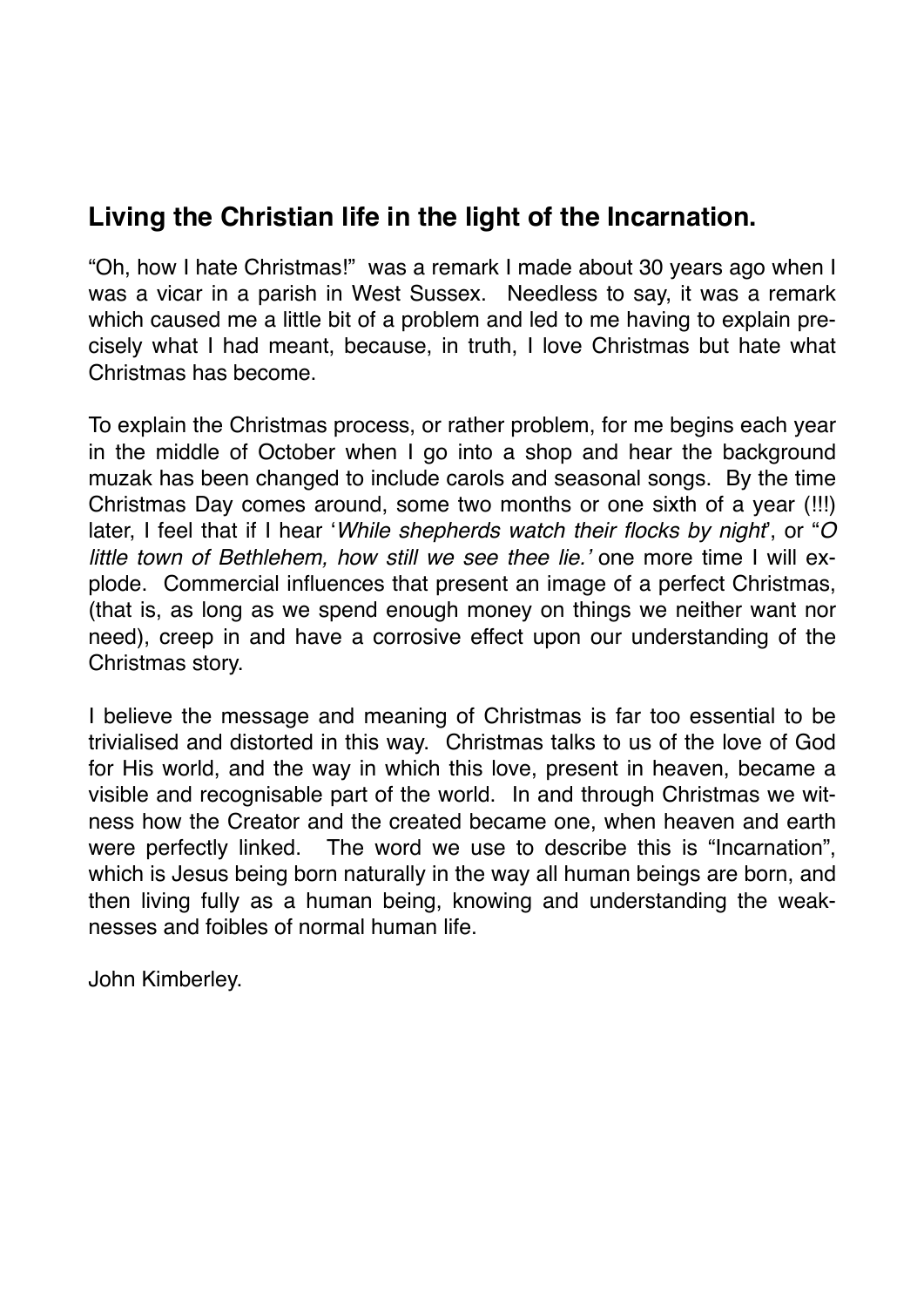## Living the Christian life in the light of the Incarnation.

"Oh, how I hate Christmas!" was a remark I made about 30 years ago when I was a vicar in a parish in West Sussex. Needless to say, it was a remark which caused me a little bit of a problem and led to me having to explain precisely what I had meant, because, in truth, I love Christmas but hate what Christmas has become.

To explain the Christmas process, or rather problem, for me begins each year in the middle of October when I go into a shop and hear the background muzak has been changed to include carols and seasonal songs. By the time Christmas Day comes around, some two months or one sixth of a year (!!!) later, I feel that if I hear '*While shepherds watch their flocks by night*', or "*O little town of Bethlehem, how still we see thee lie.'* one more time I will explode. Commercial influences that present an image of a perfect Christmas, (that is, as long as we spend enough money on things we neither want nor need), creep in and have a corrosive effect upon our understanding of the Christmas story.

I believe the message and meaning of Christmas is far too essential to be trivialised and distorted in this way. Christmas talks to us of the love of God for His world, and the way in which this love, present in heaven, became a visible and recognisable part of the world. In and through Christmas we witness how the Creator and the created became one, when heaven and earth were perfectly linked. The word we use to describe this is "Incarnation", which is Jesus being born naturally in the way all human beings are born, and then living fully as a human being, knowing and understanding the weaknesses and foibles of normal human life.

John Kimberley.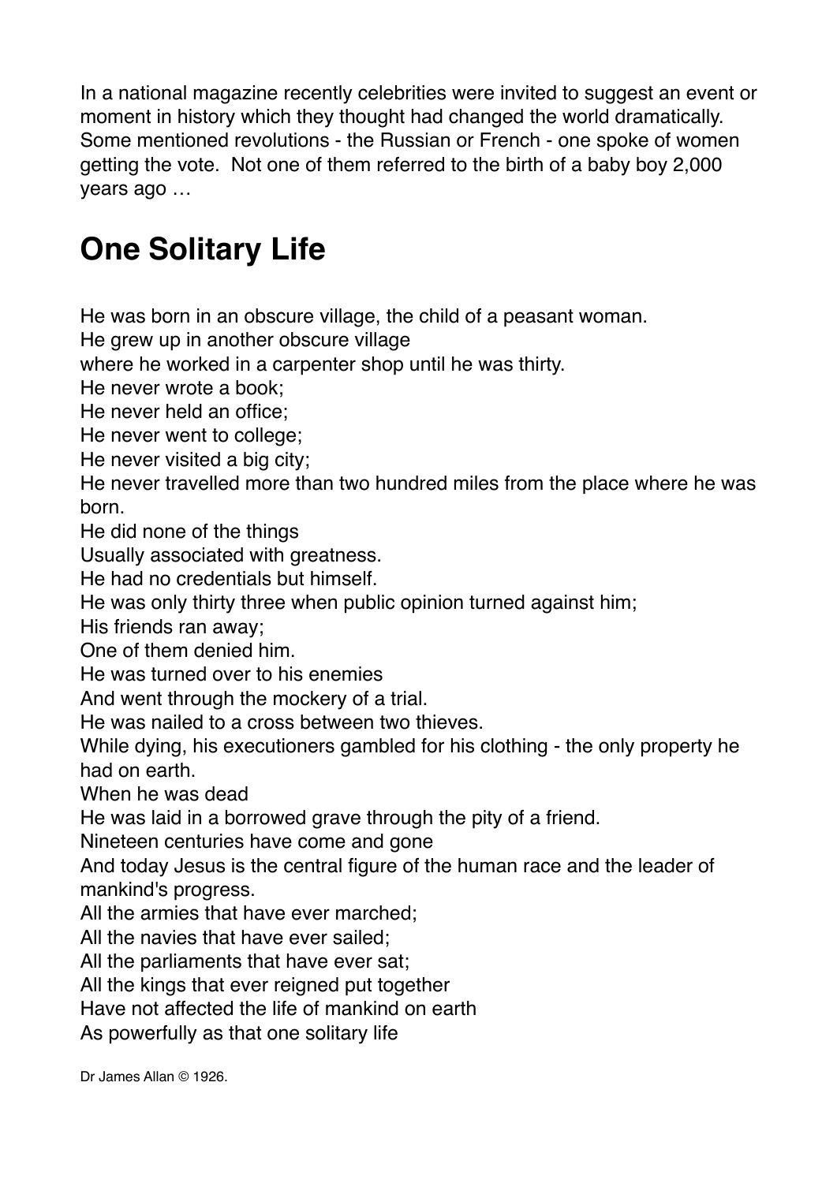In a national magazine recently celebrities were invited to suggest an event or moment in history which they thought had changed the world dramatically. Some mentioned revolutions - the Russian or French - one spoke of women getting the vote. Not one of them referred to the birth of a baby boy 2,000 years ago …

# One Solitary Life

He was born in an obscure village, the child of a peasant woman.  
He grew up in another obscure village  
where he worked in a carpenter shop until he was thirty.  
He never wrote a book;  
He never held an office;  
He never went to college;  
He never visited a big city;  
He never travelled more than two hundred miles from the place where he was born.  
He did none of the things  
Usually associated with greatness.  
He had no credentials but himself.  
He was only thirty three when public opinion turned against him;  
His friends ran away;  
One of them denied him.  
He was turned over to his enemies  
And went through the mockery of a trial.  
He was nailed to a cross between two thieves.  
While dying, his executioners gambled for his clothing - the only property he had on earth.  
When he was dead  
He was laid in a borrowed grave through the pity of a friend.  
Nineteen centuries have come and gone  
And today Jesus is the central figure of the human race and the leader of mankind's progress.  
All the armies that have ever marched;  
All the navies that have ever sailed;  
All the parliaments that have ever sat;  
All the kings that ever reigned put together  
Have not affected the life of mankind on earth  
As powerfully as that one solitary life

Dr James Allan © 1926.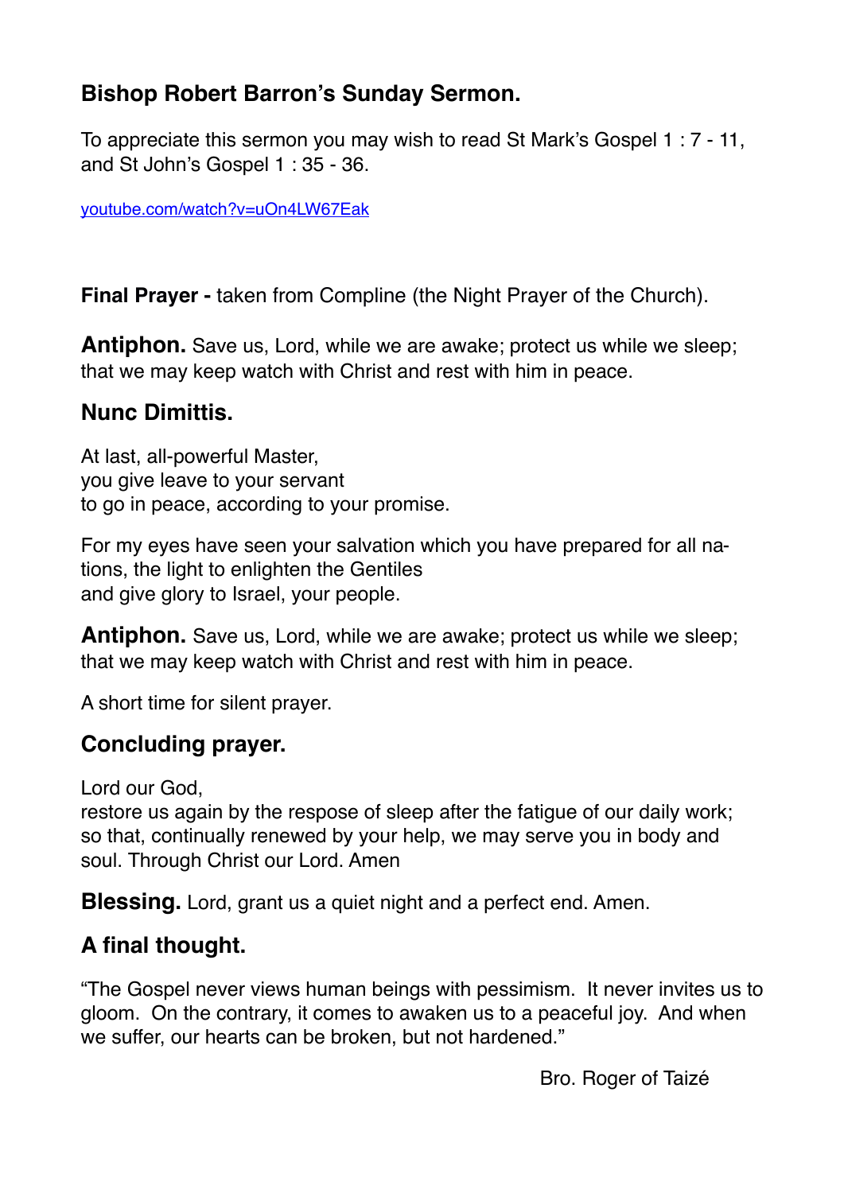## Bishop Robert Barron's Sunday Sermon.

To appreciate this sermon you may wish to read St Mark's Gospel 1 : 7 - 11, and St John's Gospel 1 : 35 - 36.

youtube.com/watch?v=uOn4LW67Eak

**Final Prayer -** taken from Compline (the Night Prayer of the Church).

**Antiphon.** Save us, Lord, while we are awake; protect us while we sleep; that we may keep watch with Christ and rest with him in peace.

## Nunc Dimittis.

At last, all-powerful Master,
you give leave to your servant
to go in peace, according to your promise.

For my eyes have seen your salvation which you have prepared for all nations, the light to enlighten the Gentiles
and give glory to Israel, your people.

**Antiphon.** Save us, Lord, while we are awake; protect us while we sleep; that we may keep watch with Christ and rest with him in peace.

A short time for silent prayer.

## Concluding prayer.

Lord our God,
restore us again by the respose of sleep after the fatigue of our daily work; so that, continually renewed by your help, we may serve you in body and soul. Through Christ our Lord. Amen

**Blessing.** Lord, grant us a quiet night and a perfect end. Amen.

## A final thought.

"The Gospel never views human beings with pessimism.  It never invites us to gloom.  On the contrary, it comes to awaken us to a peaceful joy.  And when we suffer, our hearts can be broken, but not hardened."

Bro. Roger of Taizé